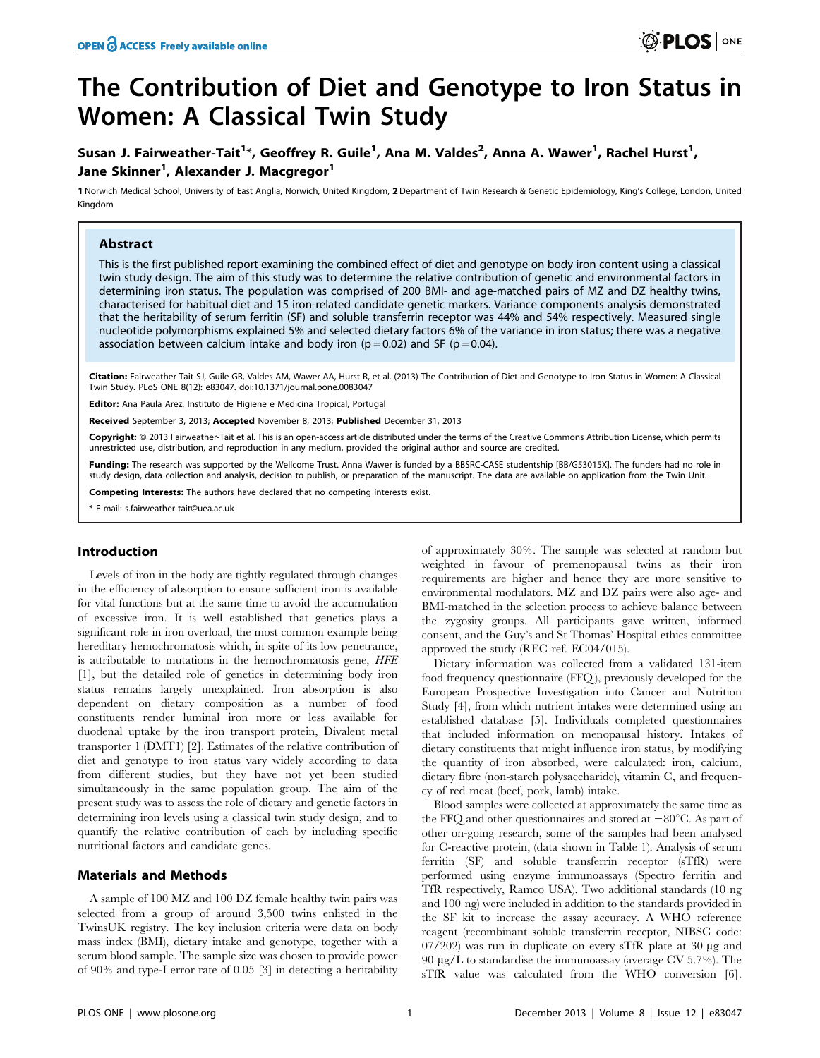# The Contribution of Diet and Genotype to Iron Status in Women: A Classical Twin Study

**Susan J. Fairweather-Tait[1]*, Geoffrey R. Guile[1], Ana M. Valdes[2], Anna A. Wawer[1], Rachel Hurst[1], Jane Skinner[1], Alexander J. Macgregor[1]**

1 Norwich Medical School, University of East Anglia, Norwich, United Kingdom, 2 Department of Twin Research & Genetic Epidemiology, King's College, London, United Kingdom

## Abstract

This is the first published report examining the combined effect of diet and genotype on body iron content using a classical twin study design. The aim of this study was to determine the relative contribution of genetic and environmental factors in determining iron status. The population was comprised of 200 BMI- and age-matched pairs of MZ and DZ healthy twins, characterised for habitual diet and 15 iron-related candidate genetic markers. Variance components analysis demonstrated that the heritability of serum ferritin (SF) and soluble transferrin receptor was 44% and 54% respectively. Measured single nucleotide polymorphisms explained 5% and selected dietary factors 6% of the variance in iron status; there was a negative association between calcium intake and body iron ($p = 0.02$) and SF ($p = 0.04$).

**Citation:** Fairweather-Tait SJ, Guile GR, Valdes AM, Wawer AA, Hurst R, et al. (2013) The Contribution of Diet and Genotype to Iron Status in Women: A Classical Twin Study. PLoS ONE 8(12): e83047. doi:10.1371/journal.pone.0083047

**Editor:** Ana Paula Arez, Instituto de Higiene e Medicina Tropical, Portugal

**Received** September 3, 2013; **Accepted** November 8, 2013; **Published** December 31, 2013

**Copyright:** © 2013 Fairweather-Tait et al. This is an open-access article distributed under the terms of the Creative Commons Attribution License, which permits unrestricted use, distribution, and reproduction in any medium, provided the original author and source are credited.

**Funding:** The research was supported by the Wellcome Trust. Anna Wawer is funded by a BBSRC-CASE studentship [BB/G53015X]. The funders had no role in study design, data collection and analysis, decision to publish, or preparation of the manuscript. The data are available on application from the Twin Unit.

**Competing Interests:** The authors have declared that no competing interests exist.

* E-mail: s.fairweather-tait@uea.ac.uk

## Introduction

Levels of iron in the body are tightly regulated through changes in the efficiency of absorption to ensure sufficient iron is available for vital functions but at the same time to avoid the accumulation of excessive iron. It is well established that genetics plays a significant role in iron overload, the most common example being hereditary hemochromatosis which, in spite of its low penetrance, is attributable to mutations in the hemochromatosis gene, *HFE* [1], but the detailed role of genetics in determining body iron status remains largely unexplained. Iron absorption is also dependent on dietary composition as a number of food constituents render luminal iron more or less available for duodenal uptake by the iron transport protein, Divalent metal transporter 1 (DMT1) [2]. Estimates of the relative contribution of diet and genotype to iron status vary widely according to data from different studies, but they have not yet been studied simultaneously in the same population group. The aim of the present study was to assess the role of dietary and genetic factors in determining iron levels using a classical twin study design, and to quantify the relative contribution of each by including specific nutritional factors and candidate genes.

## Materials and Methods

A sample of 100 MZ and 100 DZ female healthy twin pairs was selected from a group of around 3,500 twins enlisted in the TwinsUK registry. The key inclusion criteria were data on body mass index (BMI), dietary intake and genotype, together with a serum blood sample. The sample size was chosen to provide power of 90% and type-I error rate of 0.05 [3] in detecting a heritability of approximately 30%. The sample was selected at random but weighted in favour of premenopausal twins as their iron requirements are higher and hence they are more sensitive to environmental modulators. MZ and DZ pairs were also age- and BMI-matched in the selection process to achieve balance between the zygosity groups. All participants gave written, informed consent, and the Guy's and St Thomas' Hospital ethics committee approved the study (REC ref. EC04/015).

Dietary information was collected from a validated 131-item food frequency questionnaire (FFQ), previously developed for the European Prospective Investigation into Cancer and Nutrition Study [4], from which nutrient intakes were determined using an established database [5]. Individuals completed questionnaires that included information on menopausal history. Intakes of dietary constituents that might influence iron status, by modifying the quantity of iron absorbed, were calculated: iron, calcium, dietary fibre (non-starch polysaccharide), vitamin C, and frequency of red meat (beef, pork, lamb) intake.

Blood samples were collected at approximately the same time as the FFQ and other questionnaires and stored at $-80^{\circ}$C. As part of other on-going research, some of the samples had been analysed for C-reactive protein, (data shown in Table 1). Analysis of serum ferritin (SF) and soluble transferrin receptor (sTfR) were performed using enzyme immunoassays (Spectro ferritin and TfR respectively, Ramco USA). Two additional standards (10 ng and 100 ng) were included in addition to the standards provided in the SF kit to increase the assay accuracy. A WHO reference reagent (recombinant soluble transferrin receptor, NIBSC code: 07/202) was run in duplicate on every sTfR plate at 30 μg and 90 μg/L to standardise the immunoassay (average CV 5.7%). The sTfR value was calculated from the WHO conversion [6].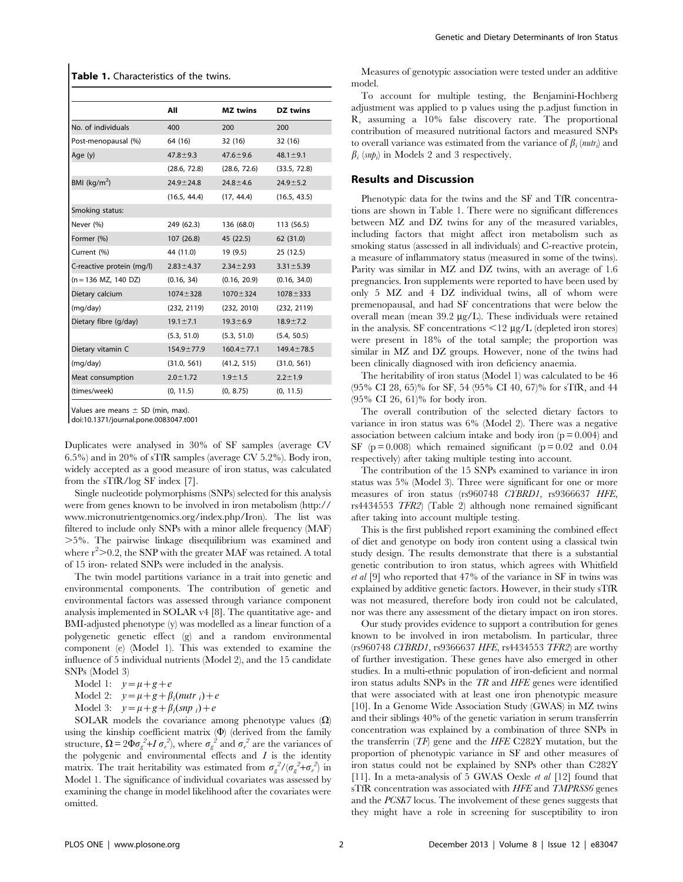**Table 1.** Characteristics of the twins.

| | All | MZ twins | DZ twins |
|---|---|---|---|
| No. of individuals | 400 | 200 | 200 |
| Post-menopausal (%) | 64 (16) | 32 (16) | 32 (16) |
| Age (y) | 47.8±9.3 | 47.6±9.6 | 48.1±9.1 |
| | (28.6, 72.8) | (28.6, 72.6) | (33.5, 72.8) |
| BMI (kg/m$^2$) | 24.9±24.8 | 24.8±4.6 | 24.9±5.2 |
| | (16.5, 44.4) | (17, 44.4) | (16.5, 43.5) |
| Smoking status: | | | |
| Never (%) | 249 (62.3) | 136 (68.0) | 113 (56.5) |
| Former (%) | 107 (26.8) | 45 (22.5) | 62 (31.0) |
| Current (%) | 44 (11.0) | 19 (9.5) | 25 (12.5) |
| C-reactive protein (mg/l) | 2.83±4.37 | 2.34±2.93 | 3.31±5.39 |
| (n = 136 MZ, 140 DZ) | (0.16, 34) | (0.16, 20.9) | (0.16, 34.0) |
| Dietary calcium | 1074±328 | 1070±324 | 1078±333 |
| (mg/day) | (232, 2119) | (232, 2010) | (232, 2119) |
| Dietary fibre (g/day) | 19.1±7.1 | 19.3±6.9 | 18.9±7.2 |
| | (5.3, 51.0) | (5.3, 51.0) | (5.4, 50.5) |
| Dietary vitamin C | 154.9±77.9 | 160.4±77.1 | 149.4±78.5 |
| (mg/day) | (31.0, 561) | (41.2, 515) | (31.0, 561) |
| Meat consumption | 2.0±1.72 | 1.9±1.5 | 2.2±1.9 |
| (times/week) | (0, 11.5) | (0, 8.75) | (0, 11.5) |

Values are means ± SD (min, max).
doi:10.1371/journal.pone.0083047.t001

Duplicates were analysed in 30% of SF samples (average CV 6.5%) and in 20% of sTfR samples (average CV 5.2%). Body iron, widely accepted as a good measure of iron status, was calculated from the sTfR/log SF index [7].

Single nucleotide polymorphisms (SNPs) selected for this analysis were from genes known to be involved in iron metabolism (http://www.micronutrientgenomics.org/index.php/Iron). The list was filtered to include only SNPs with a minor allele frequency (MAF) >5%. The pairwise linkage disequilibrium was examined and where $r^2$>0.2, the SNP with the greater MAF was retained. A total of 15 iron- related SNPs were included in the analysis.

The twin model partitions variance in a trait into genetic and environmental components. The contribution of genetic and environmental factors was assessed through variance component analysis implemented in SOLAR v4 [8]. The quantitative age- and BMI-adjusted phenotype (y) was modelled as a linear function of a polygenetic genetic effect (g) and a random environmental component (e) (Model 1). This was extended to examine the influence of 5 individual nutrients (Model 2), and the 15 candidate SNPs (Model 3)

Model 1: $y = \mu + g + e$

Model 2: $y = \mu + g + \beta_i(nutr_i) + e$

Model 3: $y = \mu + g + \beta_i(snp_i) + e$

SOLAR models the covariance among phenotype values ($\Omega$) using the kinship coefficient matrix ($\Phi$) (derived from the family structure, $\Omega = 2\Phi\sigma_g^2 + I\sigma_e^2$), where $\sigma_g^2$ and $\sigma_e^2$ are the variances of the polygenic and environmental effects and $I$ is the identity matrix. The trait heritability was estimated from $\sigma_g^2/(\sigma_g^2+\sigma_e^2)$ in Model 1. The significance of individual covariates was assessed by examining the change in model likelihood after the covariates were omitted.

Measures of genotypic association were tested under an additive model.

To account for multiple testing, the Benjamini-Hochberg adjustment was applied to p values using the p.adjust function in R, assuming a 10% false discovery rate. The proportional contribution of measured nutritional factors and measured SNPs to overall variance was estimated from the variance of $\beta_i(nutr_i)$ and $\beta_i(snp_i)$ in Models 2 and 3 respectively.

## Results and Discussion

Phenotypic data for the twins and the SF and TfR concentrations are shown in Table 1. There were no significant differences between MZ and DZ twins for any of the measured variables, including factors that might affect iron metabolism such as smoking status (assessed in all individuals) and C-reactive protein, a measure of inflammatory status (measured in some of the twins). Parity was similar in MZ and DZ twins, with an average of 1.6 pregnancies. Iron supplements were reported to have been used by only 5 MZ and 4 DZ individual twins, all of whom were premenopausal, and had SF concentrations that were below the overall mean (mean 39.2 μg/L). These individuals were retained in the analysis. SF concentrations <12 μg/L (depleted iron stores) were present in 18% of the total sample; the proportion was similar in MZ and DZ groups. However, none of the twins had been clinically diagnosed with iron deficiency anaemia.

The heritability of iron status (Model 1) was calculated to be 46 (95% CI 28, 65)% for SF, 54 (95% CI 40, 67)% for sTfR, and 44 (95% CI 26, 61)% for body iron.

The overall contribution of the selected dietary factors to variance in iron status was 6% (Model 2). There was a negative association between calcium intake and body iron ($p = 0.004$) and SF ($p = 0.008$) which remained significant ($p = 0.02$ and 0.04 respectively) after taking multiple testing into account.

The contribution of the 15 SNPs examined to variance in iron status was 5% (Model 3). Three were significant for one or more measures of iron status (rs960748 *CYBRD1*, rs9366637 *HFE*, rs4434553 *TFR2*) (Table 2) although none remained significant after taking into account multiple testing.

This is the first published report examining the combined effect of diet and genotype on body iron content using a classical twin study design. The results demonstrate that there is a substantial genetic contribution to iron status, which agrees with Whitfield *et al* [9] who reported that 47% of the variance in SF in twins was explained by additive genetic factors. However, in their study sTfR was not measured, therefore body iron could not be calculated, nor was there any assessment of the dietary impact on iron stores.

Our study provides evidence to support a contribution for genes known to be involved in iron metabolism. In particular, three (rs960748 *CYBRD1*, rs9366637 *HFE*, rs4434553 *TFR2*) are worthy of further investigation. These genes have also emerged in other studies. In a multi-ethnic population of iron-deficient and normal iron status adults SNPs in the *TR* and *HFE* genes were identified that were associated with at least one iron phenotypic measure [10]. In a Genome Wide Association Study (GWAS) in MZ twins and their siblings 40% of the genetic variation in serum transferrin concentration was explained by a combination of three SNPs in the transferrin (*TF*) gene and the *HFE* C282Y mutation, but the proportion of phenotypic variance in SF and other measures of iron status could not be explained by SNPs other than C282Y [11]. In a meta-analysis of 5 GWAS Oexle *et al* [12] found that sTfR concentration was associated with *HFE* and *TMPRSS6* genes and the *PCSK7* locus. The involvement of these genes suggests that they might have a role in screening for susceptibility to iron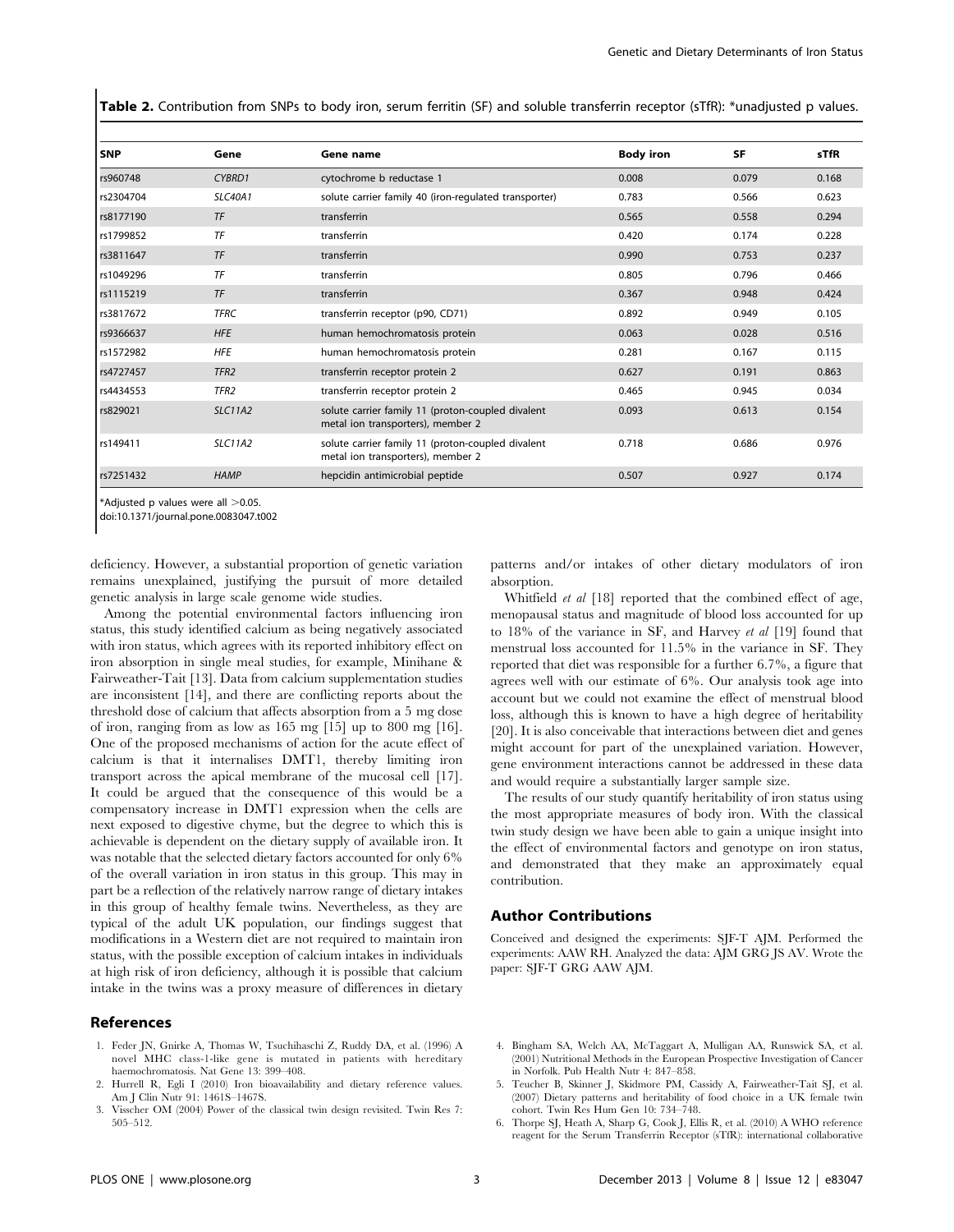**Table 2.** Contribution from SNPs to body iron, serum ferritin (SF) and soluble transferrin receptor (sTfR): *unadjusted p values.

| SNP | Gene | Gene name | Body iron | SF | sTfR |
|---|---|---|---|---|---|
| rs960748 | *CYBRD1* | cytochrome b reductase 1 | 0.008 | 0.079 | 0.168 |
| rs2304704 | *SLC40A1* | solute carrier family 40 (iron-regulated transporter) | 0.783 | 0.566 | 0.623 |
| rs8177190 | *TF* | transferrin | 0.565 | 0.558 | 0.294 |
| rs1799852 | *TF* | transferrin | 0.420 | 0.174 | 0.228 |
| rs3811647 | *TF* | transferrin | 0.990 | 0.753 | 0.237 |
| rs1049296 | *TF* | transferrin | 0.805 | 0.796 | 0.466 |
| rs1115219 | *TF* | transferrin | 0.367 | 0.948 | 0.424 |
| rs3817672 | *TFRC* | transferrin receptor (p90, CD71) | 0.892 | 0.949 | 0.105 |
| rs9366637 | *HFE* | human hemochromatosis protein | 0.063 | 0.028 | 0.516 |
| rs1572982 | *HFE* | human hemochromatosis protein | 0.281 | 0.167 | 0.115 |
| rs4727457 | *TFR2* | transferrin receptor protein 2 | 0.627 | 0.191 | 0.863 |
| rs4434553 | *TFR2* | transferrin receptor protein 2 | 0.465 | 0.945 | 0.034 |
| rs829021 | *SLC11A2* | solute carrier family 11 (proton-coupled divalent metal ion transporters), member 2 | 0.093 | 0.613 | 0.154 |
| rs149411 | *SLC11A2* | solute carrier family 11 (proton-coupled divalent metal ion transporters), member 2 | 0.718 | 0.686 | 0.976 |
| rs7251432 | *HAMP* | hepcidin antimicrobial peptide | 0.507 | 0.927 | 0.174 |

*Adjusted p values were all >0.05.
doi:10.1371/journal.pone.0083047.t002

deficiency. However, a substantial proportion of genetic variation remains unexplained, justifying the pursuit of more detailed genetic analysis in large scale genome wide studies.

Among the potential environmental factors influencing iron status, this study identified calcium as being negatively associated with iron status, which agrees with its reported inhibitory effect on iron absorption in single meal studies, for example, Minihane & Fairweather-Tait [13]. Data from calcium supplementation studies are inconsistent [14], and there are conflicting reports about the threshold dose of calcium that affects absorption from a 5 mg dose of iron, ranging from as low as 165 mg [15] up to 800 mg [16]. One of the proposed mechanisms of action for the acute effect of calcium is that it internalises DMT1, thereby limiting iron transport across the apical membrane of the mucosal cell [17]. It could be argued that the consequence of this would be a compensatory increase in DMT1 expression when the cells are next exposed to digestive chyme, but the degree to which this is achievable is dependent on the dietary supply of available iron. It was notable that the selected dietary factors accounted for only 6% of the overall variation in iron status in this group. This may in part be a reflection of the relatively narrow range of dietary intakes in this group of healthy female twins. Nevertheless, as they are typical of the adult UK population, our findings suggest that modifications in a Western diet are not required to maintain iron status, with the possible exception of calcium intakes in individuals at high risk of iron deficiency, although it is possible that calcium intake in the twins was a proxy measure of differences in dietary patterns and/or intakes of other dietary modulators of iron absorption.

Whitfield *et al* [18] reported that the combined effect of age, menopausal status and magnitude of blood loss accounted for up to 18% of the variance in SF, and Harvey *et al* [19] found that menstrual loss accounted for 11.5% in the variance in SF. They reported that diet was responsible for a further 6.7%, a figure that agrees well with our estimate of 6%. Our analysis took age into account but we could not examine the effect of menstrual blood loss, although this is known to have a high degree of heritability [20]. It is also conceivable that interactions between diet and genes might account for part of the unexplained variation. However, gene environment interactions cannot be addressed in these data and would require a substantially larger sample size.

The results of our study quantify heritability of iron status using the most appropriate measures of body iron. With the classical twin study design we have been able to gain a unique insight into the effect of environmental factors and genotype on iron status, and demonstrated that they make an approximately equal contribution.

## Author Contributions

Conceived and designed the experiments: SJF-T AJM. Performed the experiments: AAW RH. Analyzed the data: AJM GRG JS AV. Wrote the paper: SJF-T GRG AAW AJM.

## References

1. Feder JN, Gnirke A, Thomas W, Tsuchihaschi Z, Ruddy DA, et al. (1996) A novel MHC class-1-like gene is mutated in patients with hereditary haemochromatosis. Nat Gene 13: 399–408.
2. Hurrell R, Egli I (2010) Iron bioavailability and dietary reference values. Am J Clin Nutr 91: 1461S–1467S.
3. Visscher OM (2004) Power of the classical twin design revisited. Twin Res 7: 505–512.
4. Bingham SA, Welch AA, McTaggart A, Mulligan AA, Runswick SA, et al. (2001) Nutritional Methods in the European Prospective Investigation of Cancer in Norfolk. Pub Health Nutr 4: 847–858.
5. Teucher B, Skinner J, Skidmore PM, Cassidy A, Fairweather-Tait SJ, et al. (2007) Dietary patterns and heritability of food choice in a UK female twin cohort. Twin Res Hum Gen 10: 734–748.
6. Thorpe SJ, Heath A, Sharp G, Cook J, Ellis R, et al. (2010) A WHO reference reagent for the Serum Transferrin Receptor (sTfR): international collaborative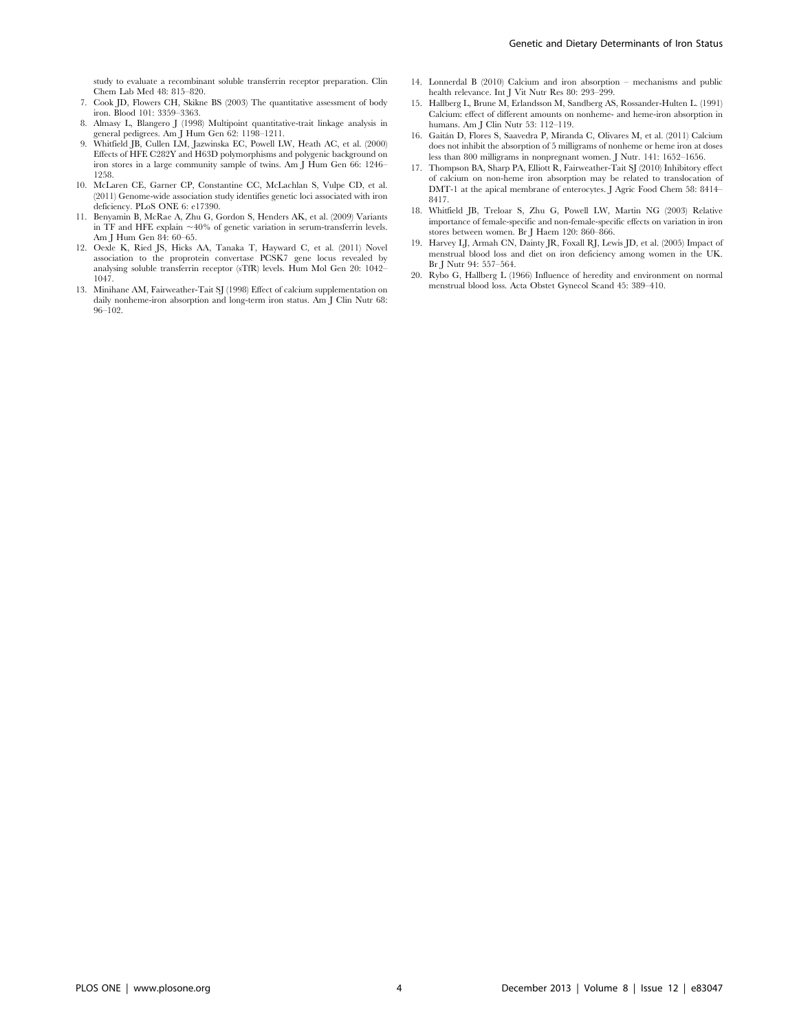study to evaluate a recombinant soluble transferrin receptor preparation. Clin Chem Lab Med 48: 815–820.

7. Cook JD, Flowers CH, Skikne BS (2003) The quantitative assessment of body iron. Blood 101: 3359–3363.
8. Almasy L, Blangero J (1998) Multipoint quantitative-trait linkage analysis in general pedigrees. Am J Hum Gen 62: 1198–1211.
9. Whitfield JB, Cullen LM, Jazwinska EC, Powell LW, Heath AC, et al. (2000) Effects of HFE C282Y and H63D polymorphisms and polygenic background on iron stores in a large community sample of twins. Am J Hum Gen 66: 1246–1258.
10. McLaren CE, Garner CP, Constantine CC, McLachlan S, Vulpe CD, et al. (2011) Genome-wide association study identifies genetic loci associated with iron deficiency. PLoS ONE 6: e17390.
11. Benyamin B, McRae A, Zhu G, Gordon S, Henders AK, et al. (2009) Variants in TF and HFE explain ~40% of genetic variation in serum-transferrin levels. Am J Hum Gen 84: 60–65.
12. Oexle K, Ried JS, Hicks AA, Tanaka T, Hayward C, et al. (2011) Novel association to the proprotein convertase PCSK7 gene locus revealed by analysing soluble transferrin receptor (sTfR) levels. Hum Mol Gen 20: 1042–1047.
13. Minihane AM, Fairweather-Tait SJ (1998) Effect of calcium supplementation on daily nonheme-iron absorption and long-term iron status. Am J Clin Nutr 68: 96–102.
14. Lonnerdal B (2010) Calcium and iron absorption – mechanisms and public health relevance. Int J Vit Nutr Res 80: 293–299.
15. Hallberg L, Brune M, Erlandsson M, Sandberg AS, Rossander-Hulten L (1991) Calcium: effect of different amounts on nonheme- and heme-iron absorption in humans. Am J Clin Nutr 53: 112–119.
16. Gaitán D, Flores S, Saavedra P, Miranda C, Olivares M, et al. (2011) Calcium does not inhibit the absorption of 5 milligrams of nonheme or heme iron at doses less than 800 milligrams in nonpregnant women. J Nutr. 141: 1652–1656.
17. Thompson BA, Sharp PA, Elliott R, Fairweather-Tait SJ (2010) Inhibitory effect of calcium on non-heme iron absorption may be related to translocation of DMT-1 at the apical membrane of enterocytes. J Agric Food Chem 58: 8414–8417.
18. Whitfield JB, Treloar S, Zhu G, Powell LW, Martin NG (2003) Relative importance of female-specific and non-female-specific effects on variation in iron stores between women. Br J Haem 120: 860–866.
19. Harvey LJ, Armah CN, Dainty JR, Foxall RJ, Lewis JD, et al. (2005) Impact of menstrual blood loss and diet on iron deficiency among women in the UK. Br J Nutr 94: 557–564.
20. Rybo G, Hallberg L (1966) Influence of heredity and environment on normal menstrual blood loss. Acta Obstet Gynecol Scand 45: 389–410.